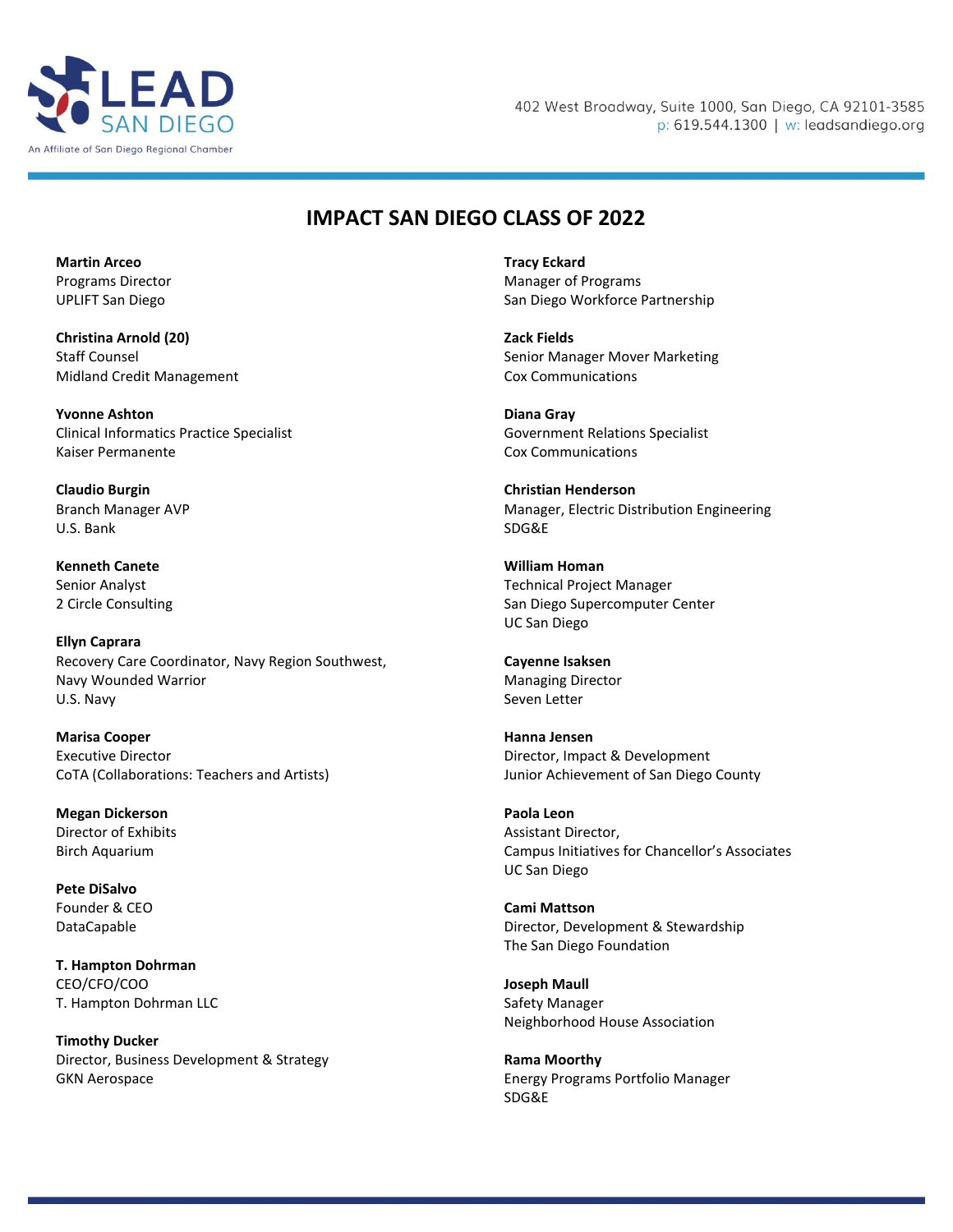LEAD SAN DIEGO
An Affiliate of San Diego Regional Chamber

402 West Broadway, Suite 1000, San Diego, CA 92101-3585
p: 619.544.1300 | w: leadsandiego.org

# IMPACT SAN DIEGO CLASS OF 2022

**Martin Arceo**
Programs Director
UPLIFT San Diego

**Christina Arnold (20)**
Staff Counsel
Midland Credit Management

**Yvonne Ashton**
Clinical Informatics Practice Specialist
Kaiser Permanente

**Claudio Burgin**
Branch Manager AVP
U.S. Bank

**Kenneth Canete**
Senior Analyst
2 Circle Consulting

**Ellyn Caprara**
Recovery Care Coordinator, Navy Region Southwest,
Navy Wounded Warrior
U.S. Navy

**Marisa Cooper**
Executive Director
CoTA (Collaborations: Teachers and Artists)

**Megan Dickerson**
Director of Exhibits
Birch Aquarium

**Pete DiSalvo**
Founder & CEO
DataCapable

**T. Hampton Dohrman**
CEO/CFO/COO
T. Hampton Dohrman LLC

**Timothy Ducker**
Director, Business Development & Strategy
GKN Aerospace

**Tracy Eckard**
Manager of Programs
San Diego Workforce Partnership

**Zack Fields**
Senior Manager Mover Marketing
Cox Communications

**Diana Gray**
Government Relations Specialist
Cox Communications

**Christian Henderson**
Manager, Electric Distribution Engineering
SDG&E

**William Homan**
Technical Project Manager
San Diego Supercomputer Center
UC San Diego

**Cayenne Isaksen**
Managing Director
Seven Letter

**Hanna Jensen**
Director, Impact & Development
Junior Achievement of San Diego County

**Paola Leon**
Assistant Director,
Campus Initiatives for Chancellor's Associates
UC San Diego

**Cami Mattson**
Director, Development & Stewardship
The San Diego Foundation

**Joseph Maull**
Safety Manager
Neighborhood House Association

**Rama Moorthy**
Energy Programs Portfolio Manager
SDG&E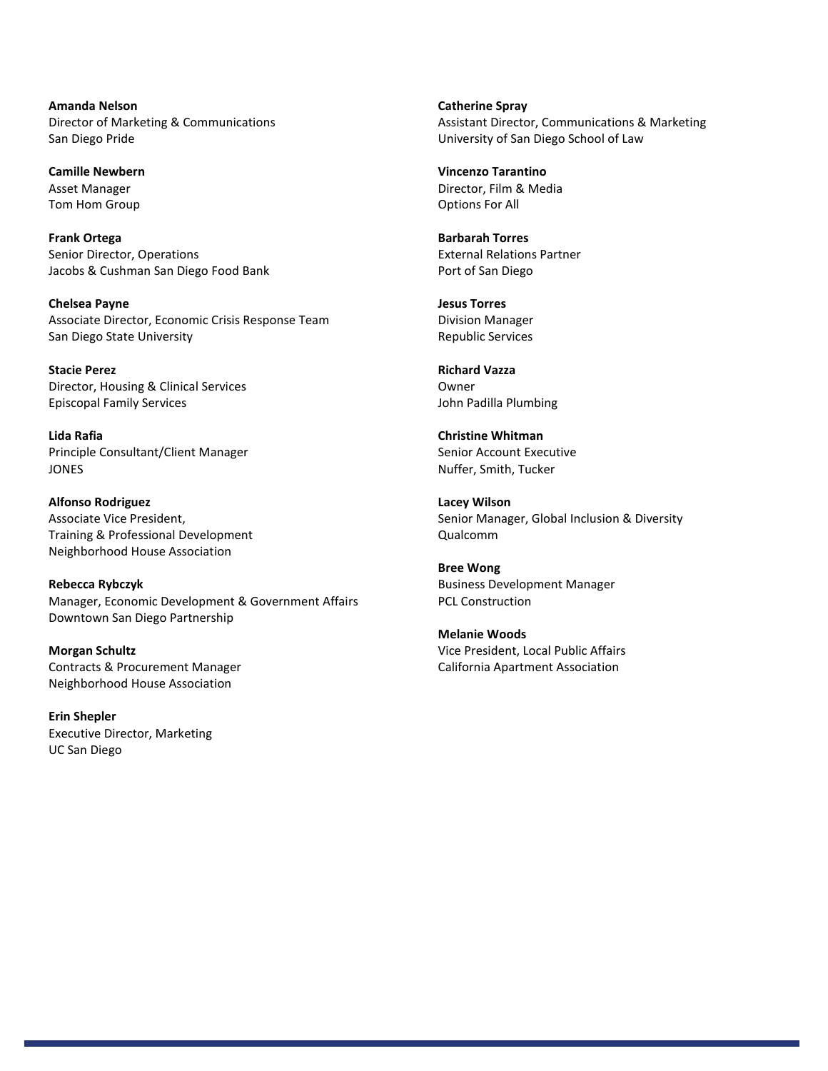**Amanda Nelson**
Director of Marketing & Communications
San Diego Pride

**Camille Newbern**
Asset Manager
Tom Hom Group

**Frank Ortega**
Senior Director, Operations
Jacobs & Cushman San Diego Food Bank

**Chelsea Payne**
Associate Director, Economic Crisis Response Team
San Diego State University

**Stacie Perez**
Director, Housing & Clinical Services
Episcopal Family Services

**Lida Rafia**
Principle Consultant/Client Manager
JONES

**Alfonso Rodriguez**
Associate Vice President,
Training & Professional Development
Neighborhood House Association

**Rebecca Rybczyk**
Manager, Economic Development & Government Affairs
Downtown San Diego Partnership

**Morgan Schultz**
Contracts & Procurement Manager
Neighborhood House Association

**Erin Shepler**
Executive Director, Marketing
UC San Diego

**Catherine Spray**
Assistant Director, Communications & Marketing
University of San Diego School of Law

**Vincenzo Tarantino**
Director, Film & Media
Options For All

**Barbarah Torres**
External Relations Partner
Port of San Diego

**Jesus Torres**
Division Manager
Republic Services

**Richard Vazza**
Owner
John Padilla Plumbing

**Christine Whitman**
Senior Account Executive
Nuffer, Smith, Tucker

**Lacey Wilson**
Senior Manager, Global Inclusion & Diversity
Qualcomm

**Bree Wong**
Business Development Manager
PCL Construction

**Melanie Woods**
Vice President, Local Public Affairs
California Apartment Association